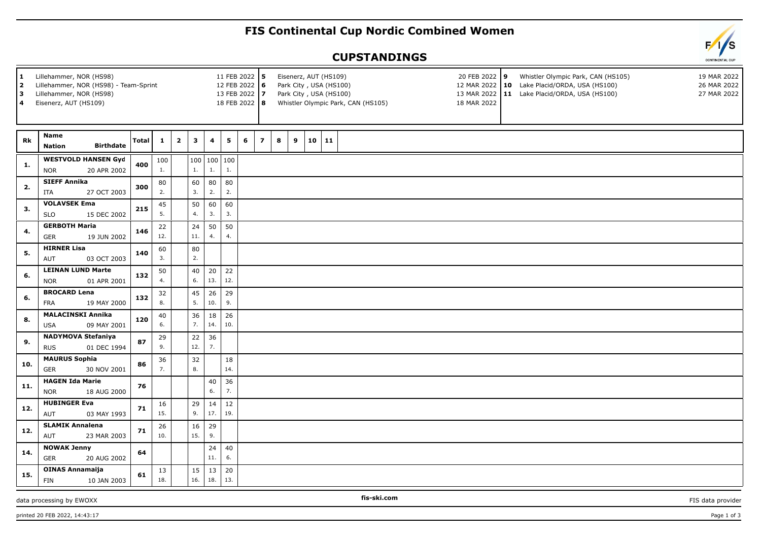# FIS Continental Cup Nordic Combined Women

## CUPSTANDINGS

| # | Venue | Date |
|---|---|---|
| 1 | Lillehammer, NOR (HS98) | 11 FEB 2022 |
| 2 | Lillehammer, NOR (HS98) - Team-Sprint | 12 FEB 2022 |
| 3 | Lillehammer, NOR (HS98) | 13 FEB 2022 |
| 4 | Eisenerz, AUT (HS109) | 18 FEB 2022 |
| 5 | Eisenerz, AUT (HS109) | 20 FEB 2022 |
| 6 | Park City , USA (HS100) | 12 MAR 2022 |
| 7 | Park City , USA (HS100) | 13 MAR 2022 |
| 8 | Whistler Olympic Park, CAN (HS105) | 18 MAR 2022 |
| 9 | Whistler Olympic Park, CAN (HS105) | 19 MAR 2022 |
| 10 | Lake Placid/ORDA, USA (HS100) | 26 MAR 2022 |
| 11 | Lake Placid/ORDA, USA (HS100) | 27 MAR 2022 |

| Rk | Name / Nation | Birthdate | Total | 1 | 2 | 3 | 4 | 5 | 6 | 7 | 8 | 9 | 10 | 11 |
|---|---|---|---|---|---|---|---|---|---|---|---|---|---|---|
| 1. | WESTVOLD HANSEN Gyd / NOR | 20 APR 2002 | 400 | 100 (1.) | | 100 (1.) | 100 (1.) | 100 (1.) | | | | | | |
| 2. | SIEFF Annika / ITA | 27 OCT 2003 | 300 | 80 (2.) | | 60 (3.) | 80 (2.) | 80 (2.) | | | | | | |
| 3. | VOLAVSEK Ema / SLO | 15 DEC 2002 | 215 | 45 (5.) | | 50 (4.) | 60 (3.) | 60 (3.) | | | | | | |
| 4. | GERBOTH Maria / GER | 19 JUN 2002 | 146 | 22 (12.) | | 24 (11.) | 50 (4.) | 50 (4.) | | | | | | |
| 5. | HIRNER Lisa / AUT | 03 OCT 2003 | 140 | 60 (3.) | | 80 (2.) | | | | | | | | |
| 6. | LEINAN LUND Marte / NOR | 01 APR 2001 | 132 | 50 (4.) | | 40 (6.) | 20 (13.) | 22 (12.) | | | | | | |
| 6. | BROCARD Lena / FRA | 19 MAY 2000 | 132 | 32 (8.) | | 45 (5.) | 26 (10.) | 29 (9.) | | | | | | |
| 8. | MALACINSKI Annika / USA | 09 MAY 2001 | 120 | 40 (6.) | | 36 (7.) | 18 (14.) | 26 (10.) | | | | | | |
| 9. | NADYMOVA Stefaniya / RUS | 01 DEC 1994 | 87 | 29 (9.) | | 22 (12.) | 36 (7.) | | | | | | | |
| 10. | MAURUS Sophia / GER | 30 NOV 2001 | 86 | 36 (7.) | | 32 (8.) | | 18 (14.) | | | | | | |
| 11. | HAGEN Ida Marie / NOR | 18 AUG 2000 | 76 | | | | 40 (6.) | 36 (7.) | | | | | | |
| 12. | HUBINGER Eva / AUT | 03 MAY 1993 | 71 | 16 (15.) | | 29 (9.) | 14 (17.) | 12 (19.) | | | | | | |
| 12. | SLAMIK Annalena / AUT | 23 MAR 2003 | 71 | 26 (10.) | | 16 (15.) | 29 (9.) | | | | | | | |
| 14. | NOWAK Jenny / GER | 20 AUG 2002 | 64 | | | | 24 (11.) | 40 (6.) | | | | | | |
| 15. | OINAS Annamaija / FIN | 10 JAN 2003 | 61 | 13 (18.) | | 15 (16.) | 13 (18.) | 20 (13.) | | | | | | |

data processing by EWOXX — fis-ski.com — FIS data provider

printed 20 FEB 2022, 14:43:17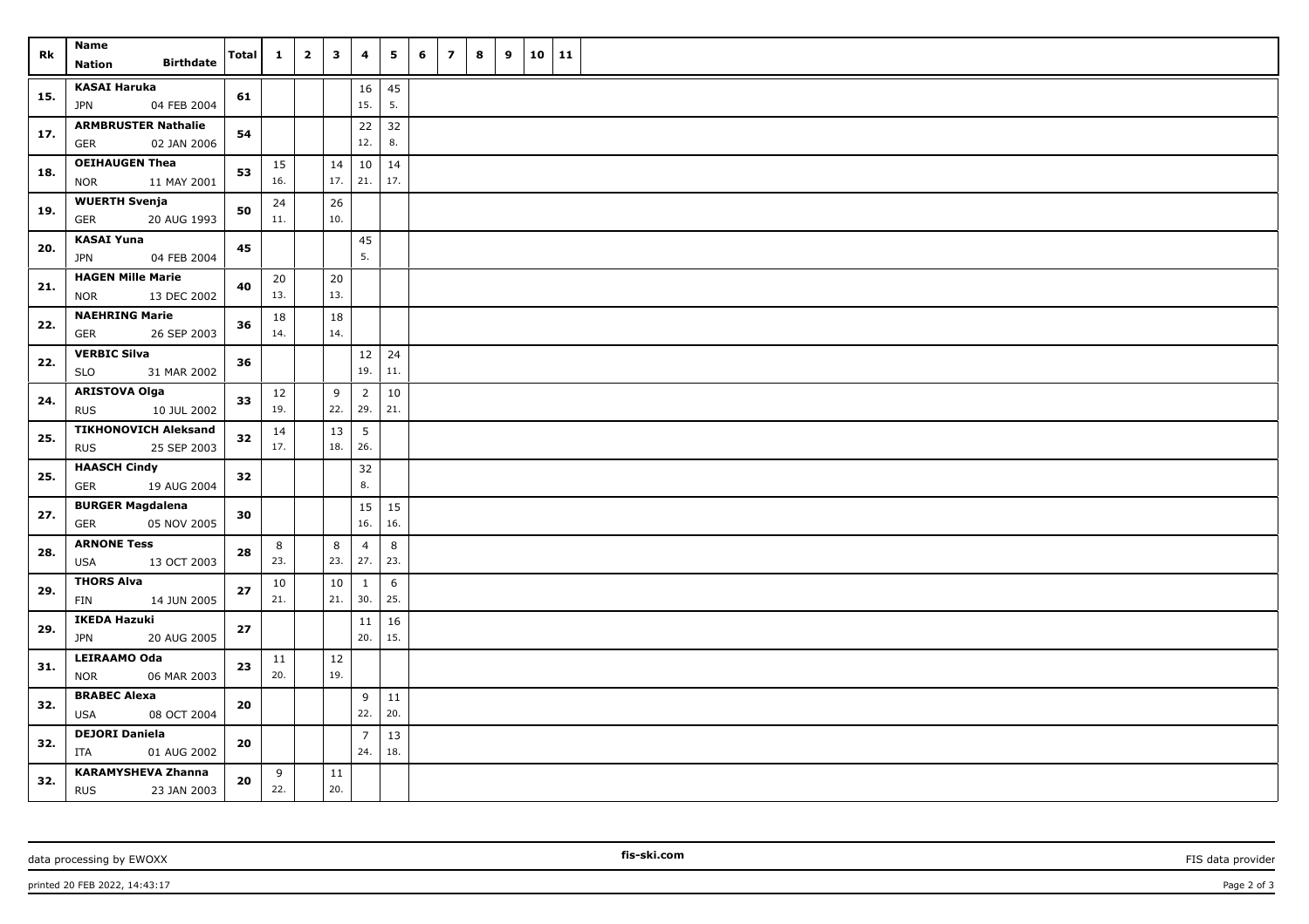| Rk | Name<br>Nation Birthdate | Total | 1 | 2 | 3 | 4 | 5 | 6 | 7 | 8 | 9 | 10 | 11 |
|---|---|---|---|---|---|---|---|---|---|---|---|---|---|
| 15. | KASAI Haruka<br>JPN 04 FEB 2004 | 61 | | | | 16<br>15. | 45<br>5. | | | | | | |
| 17. | ARMBRUSTER Nathalie<br>GER 02 JAN 2006 | 54 | | | | 22<br>12. | 32<br>8. | | | | | | |
| 18. | OEIHAUGEN Thea<br>NOR 11 MAY 2001 | 53 | 15<br>16. | | 14<br>17. | 10<br>21. | 14<br>17. | | | | | | |
| 19. | WUERTH Svenja<br>GER 20 AUG 1993 | 50 | 24<br>11. | | 26<br>10. | | | | | | | | |
| 20. | KASAI Yuna<br>JPN 04 FEB 2004 | 45 | | | | 45<br>5. | | | | | | | |
| 21. | HAGEN Mille Marie<br>NOR 13 DEC 2002 | 40 | 20<br>13. | | 20<br>13. | | | | | | | | |
| 22. | NAEHRING Marie<br>GER 26 SEP 2003 | 36 | 18<br>14. | | 18<br>14. | | | | | | | | |
| 22. | VERBIC Silva<br>SLO 31 MAR 2002 | 36 | | | | 12<br>19. | 24<br>11. | | | | | | |
| 24. | ARISTOVA Olga<br>RUS 10 JUL 2002 | 33 | 12<br>19. | | 9<br>22. | 2<br>29. | 10<br>21. | | | | | | |
| 25. | TIKHONOVICH Aleksand<br>RUS 25 SEP 2003 | 32 | 14<br>17. | | 13<br>18. | 5<br>26. | | | | | | | |
| 25. | HAASCH Cindy<br>GER 19 AUG 2004 | 32 | | | | 32<br>8. | | | | | | | |
| 27. | BURGER Magdalena<br>GER 05 NOV 2005 | 30 | | | | 15<br>16. | 15<br>16. | | | | | | |
| 28. | ARNONE Tess<br>USA 13 OCT 2003 | 28 | 8<br>23. | | 8<br>23. | 4<br>27. | 8<br>23. | | | | | | |
| 29. | THORS Alva<br>FIN 14 JUN 2005 | 27 | 10<br>21. | | 10<br>21. | 1<br>30. | 6<br>25. | | | | | | |
| 29. | IKEDA Hazuki<br>JPN 20 AUG 2005 | 27 | | | | 11<br>20. | 16<br>15. | | | | | | |
| 31. | LEIRAAMO Oda<br>NOR 06 MAR 2003 | 23 | 11<br>20. | | 12<br>19. | | | | | | | | |
| 32. | BRABEC Alexa<br>USA 08 OCT 2004 | 20 | | | | 9<br>22. | 11<br>20. | | | | | | |
| 32. | DEJORI Daniela<br>ITA 01 AUG 2002 | 20 | | | | 7<br>24. | 13<br>18. | | | | | | |
| 32. | KARAMYSHEVA Zhanna<br>RUS 23 JAN 2003 | 20 | 9<br>22. | | 11<br>20. | | | | | | | | |

data processing by EWOXX — fis-ski.com — FIS data provider

printed 20 FEB 2022, 14:43:17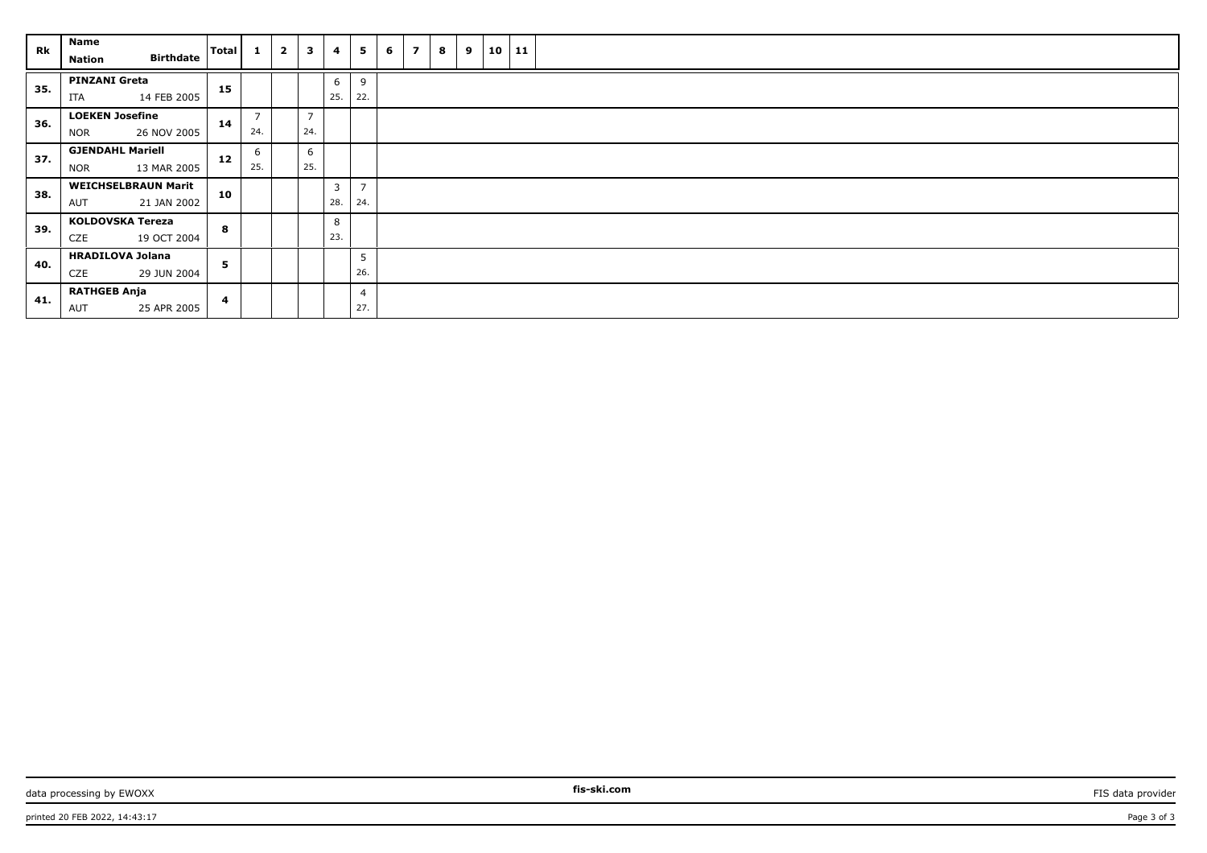| Rk | Name<br>Nation Birthdate | Total | 1 | 2 | 3 | 4 | 5 | 6 | 7 | 8 | 9 | 10 | 11 |
|---|---|---|---|---|---|---|---|---|---|---|---|---|---|
| 35. | **PINZANI Greta**<br>ITA 14 FEB 2005 | **15** | | | | 6<br>25. | 9<br>22. | | | | | | |
| 36. | **LOEKEN Josefine**<br>NOR 26 NOV 2005 | **14** | 7<br>24. | | 7<br>24. | | | | | | | | |
| 37. | **GJENDAHL Mariell**<br>NOR 13 MAR 2005 | **12** | 6<br>25. | | 6<br>25. | | | | | | | | |
| 38. | **WEICHSELBRAUN Marit**<br>AUT 21 JAN 2002 | **10** | | | | 3<br>28. | 7<br>24. | | | | | | |
| 39. | **KOLDOVSKA Tereza**<br>CZE 19 OCT 2004 | **8** | | | | 8<br>23. | | | | | | | |
| 40. | **HRADILOVA Jolana**<br>CZE 29 JUN 2004 | **5** | | | | | 5<br>26. | | | | | | |
| 41. | **RATHGEB Anja**<br>AUT 25 APR 2005 | **4** | | | | | 4<br>27. | | | | | | |

data processing by EWOXX

**fis-ski.com**

FIS data provider

printed 20 FEB 2022, 14:43:17